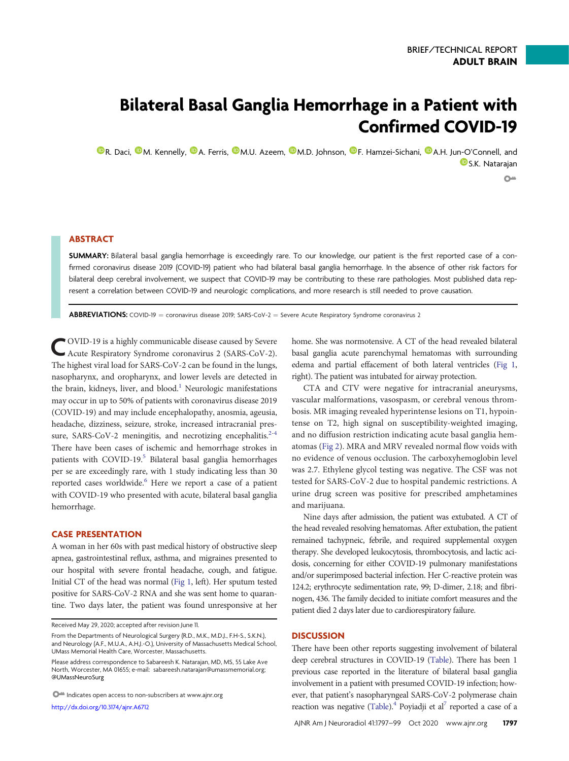BRIEF/TECHNICAL REPORT
ADULT BRAIN

# Bilateral Basal Ganglia Hemorrhage in a Patient with Confirmed COVID-19

R. Daci, M. Kennelly, A. Ferris, M.U. Azeem, M.D. Johnson, F. Hamzei-Sichani, A.H. Jun-O'Connell, and S.K. Natarajan

## ABSTRACT

**SUMMARY:** Bilateral basal ganglia hemorrhage is exceedingly rare. To our knowledge, our patient is the first reported case of a confirmed coronavirus disease 2019 (COVID-19) patient who had bilateral basal ganglia hemorrhage. In the absence of other risk factors for bilateral deep cerebral involvement, we suspect that COVID-19 may be contributing to these rare pathologies. Most published data represent a correlation between COVID-19 and neurologic complications, and more research is still needed to prove causation.

**ABBREVIATIONS:** COVID-19 = coronavirus disease 2019; SARS-CoV-2 = Severe Acute Respiratory Syndrome coronavirus 2

COVID-19 is a highly communicable disease caused by Severe Acute Respiratory Syndrome coronavirus 2 (SARS-CoV-2). The highest viral load for SARS-CoV-2 can be found in the lungs, nasopharynx, and oropharynx, and lower levels are detected in the brain, kidneys, liver, and blood.[1] Neurologic manifestations may occur in up to 50% of patients with coronavirus disease 2019 (COVID-19) and may include encephalopathy, anosmia, ageusia, headache, dizziness, seizure, stroke, increased intracranial pressure, SARS-CoV-2 meningitis, and necrotizing encephalitis.[2-4] There have been cases of ischemic and hemorrhage strokes in patients with COVID-19.[5] Bilateral basal ganglia hemorrhages per se are exceedingly rare, with 1 study indicating less than 30 reported cases worldwide.[6] Here we report a case of a patient with COVID-19 who presented with acute, bilateral basal ganglia hemorrhage.

## CASE PRESENTATION

A woman in her 60s with past medical history of obstructive sleep apnea, gastrointestinal reflux, asthma, and migraines presented to our hospital with severe frontal headache, cough, and fatigue. Initial CT of the head was normal (Fig 1, left). Her sputum tested positive for SARS-CoV-2 RNA and she was sent home to quarantine. Two days later, the patient was found unresponsive at her home. She was normotensive. A CT of the head revealed bilateral basal ganglia acute parenchymal hematomas with surrounding edema and partial effacement of both lateral ventricles (Fig 1, right). The patient was intubated for airway protection.

CTA and CTV were negative for intracranial aneurysms, vascular malformations, vasospasm, or cerebral venous thrombosis. MR imaging revealed hyperintense lesions on T1, hypointense on T2, high signal on susceptibility-weighted imaging, and no diffusion restriction indicating acute basal ganglia hematomas (Fig 2). MRA and MRV revealed normal flow voids with no evidence of venous occlusion. The carboxyhemoglobin level was 2.7. Ethylene glycol testing was negative. The CSF was not tested for SARS-CoV-2 due to hospital pandemic restrictions. A urine drug screen was positive for prescribed amphetamines and marijuana.

Nine days after admission, the patient was extubated. A CT of the head revealed resolving hematomas. After extubation, the patient remained tachypneic, febrile, and required supplemental oxygen therapy. She developed leukocytosis, thrombocytosis, and lactic acidosis, concerning for either COVID-19 pulmonary manifestations and/or superimposed bacterial infection. Her C-reactive protein was 124.2; erythrocyte sedimentation rate, 99; D-dimer, 2.18; and fibrinogen, 436. The family decided to initiate comfort measures and the patient died 2 days later due to cardiorespiratory failure.

## DISCUSSION

There have been other reports suggesting involvement of bilateral deep cerebral structures in COVID-19 (Table). There has been 1 previous case reported in the literature of bilateral basal ganglia involvement in a patient with presumed COVID-19 infection; however, that patient's nasopharyngeal SARS-CoV-2 polymerase chain reaction was negative (Table).[4] Poyiadji et al[7] reported a case of a

Received May 29, 2020; accepted after revision June 11.

From the Departments of Neurological Surgery (R.D., M.K., M.D.J., F.H-S., S.K.N.), and Neurology (A.F., M.U.A., A.H.J.-O.), University of Massachusetts Medical School, UMass Memorial Health Care, Worcester, Massachusetts.

Please address correspondence to Sabareesh K. Natarajan, MD, MS, 55 Lake Ave North, Worcester, MA 01655; e-mail: sabareesh.natarajan@umassmemorial.org; @UMassNeuroSurg

Indicates open access to non-subscribers at www.ajnr.org

http://dx.doi.org/10.3174/ajnr.A6712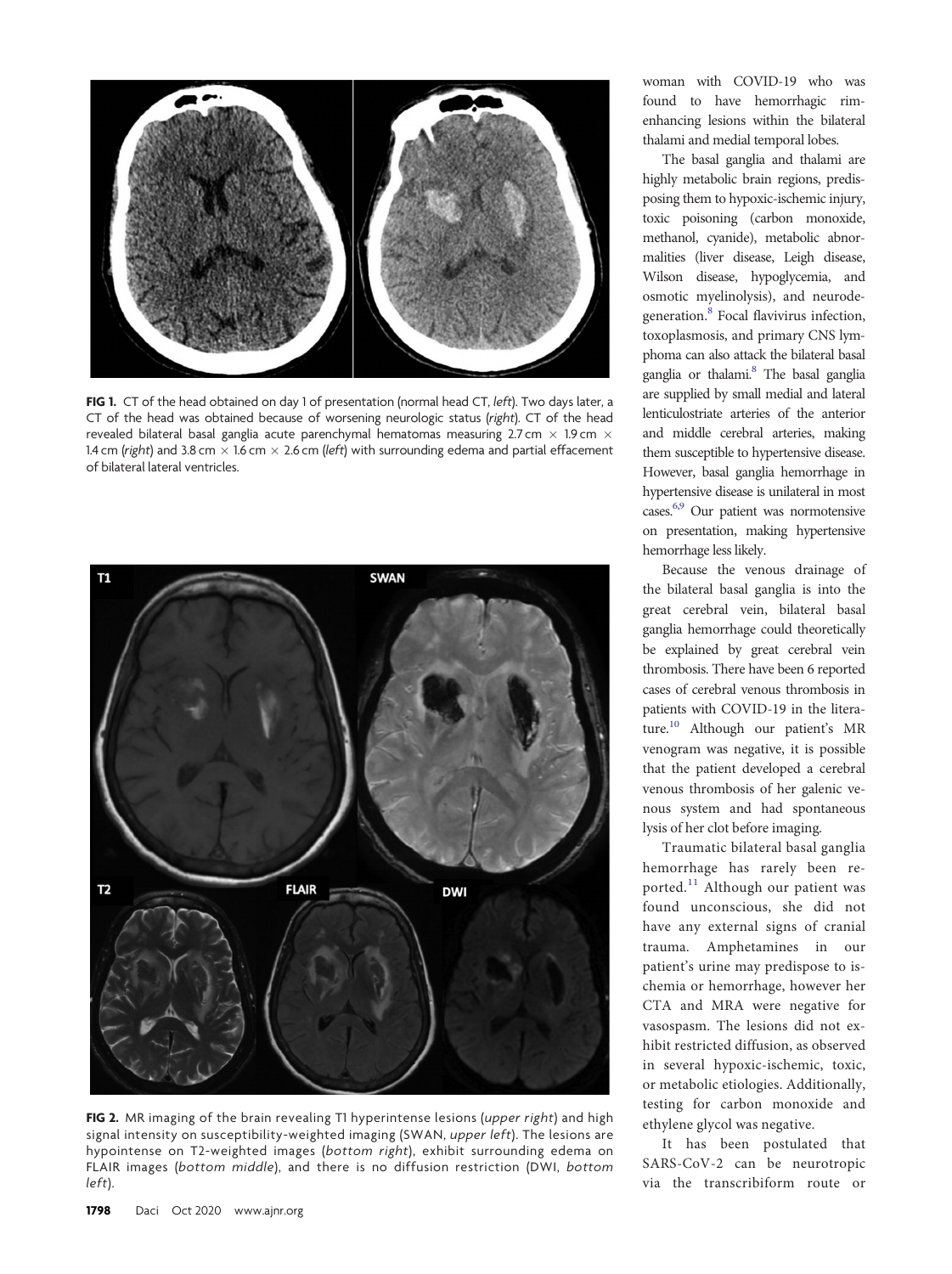FIG 1. CT of the head obtained on day 1 of presentation (normal head CT, *left*). Two days later, a CT of the head was obtained because of worsening neurologic status (*right*). CT of the head revealed bilateral basal ganglia acute parenchymal hematomas measuring 2.7 cm × 1.9 cm × 1.4 cm (*right*) and 3.8 cm × 1.6 cm × 2.6 cm (*left*) with surrounding edema and partial effacement of bilateral lateral ventricles.

FIG 2. MR imaging of the brain revealing T1 hyperintense lesions (*upper right*) and high signal intensity on susceptibility-weighted imaging (SWAN, *upper left*). The lesions are hypointense on T2-weighted images (*bottom right*), exhibit surrounding edema on FLAIR images (*bottom middle*), and there is no diffusion restriction (DWI, *bottom left*).

woman with COVID-19 who was found to have hemorrhagic rim-enhancing lesions within the bilateral thalami and medial temporal lobes.

The basal ganglia and thalami are highly metabolic brain regions, predisposing them to hypoxic-ischemic injury, toxic poisoning (carbon monoxide, methanol, cyanide), metabolic abnormalities (liver disease, Leigh disease, Wilson disease, hypoglycemia, and osmotic myelinolysis), and neurodegeneration.[8] Focal flavivirus infection, toxoplasmosis, and primary CNS lymphoma can also attack the bilateral basal ganglia or thalami.[8] The basal ganglia are supplied by small medial and lateral lenticulostriate arteries of the anterior and middle cerebral arteries, making them susceptible to hypertensive disease. However, basal ganglia hemorrhage in hypertensive disease is unilateral in most cases.[6,9] Our patient was normotensive on presentation, making hypertensive hemorrhage less likely.

Because the venous drainage of the bilateral basal ganglia is into the great cerebral vein, bilateral basal ganglia hemorrhage could theoretically be explained by great cerebral vein thrombosis. There have been 6 reported cases of cerebral venous thrombosis in patients with COVID-19 in the literature.[10] Although our patient's MR venogram was negative, it is possible that the patient developed a cerebral venous thrombosis of her galenic venous system and had spontaneous lysis of her clot before imaging.

Traumatic bilateral basal ganglia hemorrhage has rarely been reported.[11] Although our patient was found unconscious, she did not have any external signs of cranial trauma. Amphetamines in our patient's urine may predispose to ischemia or hemorrhage, however her CTA and MRA were negative for vasospasm. The lesions did not exhibit restricted diffusion, as observed in several hypoxic-ischemic, toxic, or metabolic etiologies. Additionally, testing for carbon monoxide and ethylene glycol was negative.

It has been postulated that SARS-CoV-2 can be neurotropic via the transcribiform route or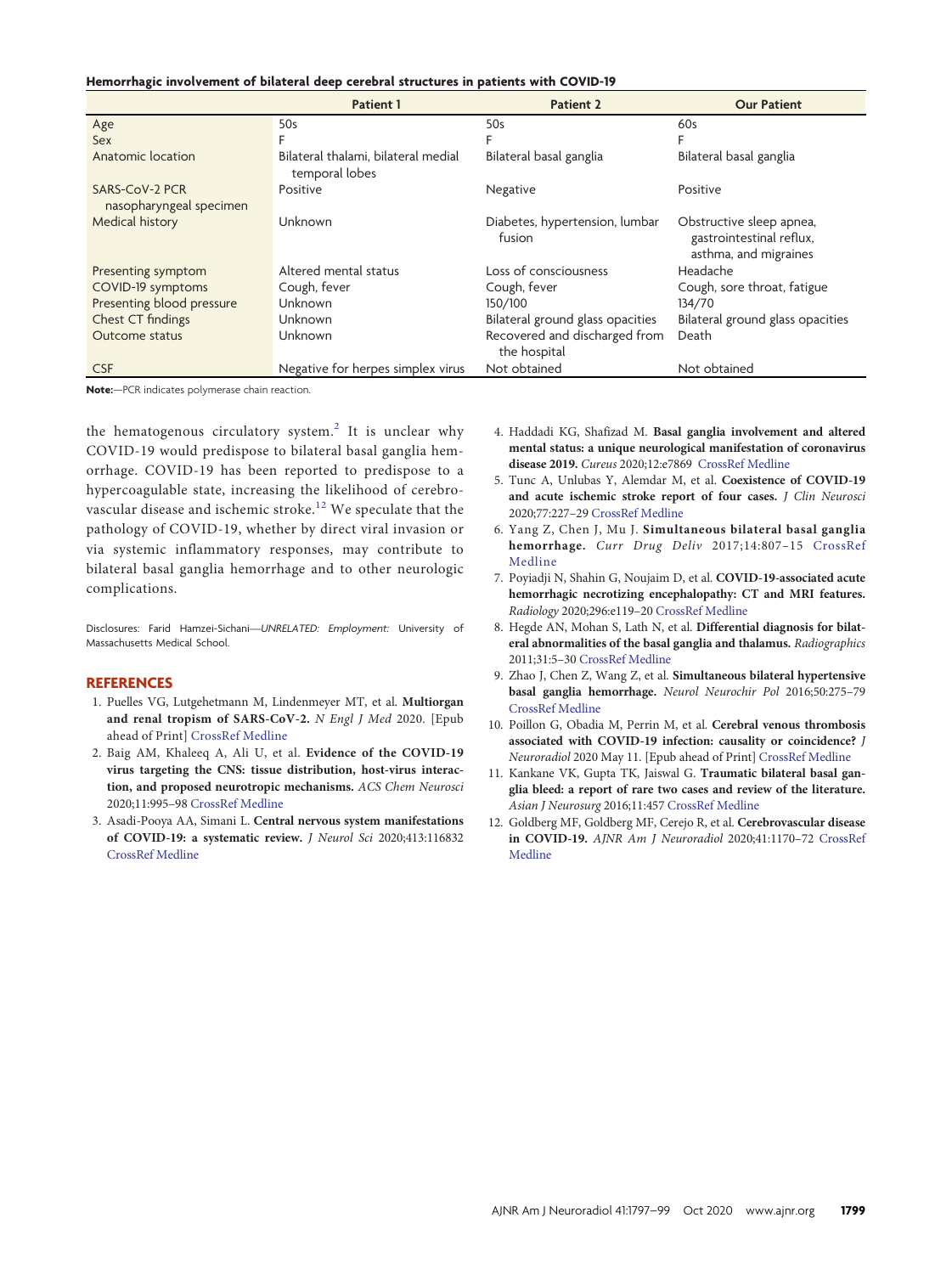**Hemorrhagic involvement of bilateral deep cerebral structures in patients with COVID-19**

| | Patient 1 | Patient 2 | Our Patient |
|---|---|---|---|
| Age | 50s | 50s | 60s |
| Sex | F | F | F |
| Anatomic location | Bilateral thalami, bilateral medial temporal lobes | Bilateral basal ganglia | Bilateral basal ganglia |
| SARS-CoV-2 PCR nasopharyngeal specimen | Positive | Negative | Positive |
| Medical history | Unknown | Diabetes, hypertension, lumbar fusion | Obstructive sleep apnea, gastrointestinal reflux, asthma, and migraines |
| Presenting symptom | Altered mental status | Loss of consciousness | Headache |
| COVID-19 symptoms | Cough, fever | Cough, fever | Cough, sore throat, fatigue |
| Presenting blood pressure | Unknown | 150/100 | 134/70 |
| Chest CT findings | Unknown | Bilateral ground glass opacities | Bilateral ground glass opacities |
| Outcome status | Unknown | Recovered and discharged from the hospital | Death |
| CSF | Negative for herpes simplex virus | Not obtained | Not obtained |

**Note:**—PCR indicates polymerase chain reaction.

the hematogenous circulatory system.[2] It is unclear why COVID-19 would predispose to bilateral basal ganglia hemorrhage. COVID-19 has been reported to predispose to a hypercoagulable state, increasing the likelihood of cerebrovascular disease and ischemic stroke.[12] We speculate that the pathology of COVID-19, whether by direct viral invasion or via systemic inflammatory responses, may contribute to bilateral basal ganglia hemorrhage and to other neurologic complications.

Disclosures: Farid Hamzei-Sichani—*UNRELATED: Employment:* University of Massachusetts Medical School.

## REFERENCES

1. Puelles VG, Lutgehetmann M, Lindenmeyer MT, et al. **Multiorgan and renal tropism of SARS-CoV-2.** *N Engl J Med* 2020. [Epub ahead of Print] CrossRef Medline
2. Baig AM, Khaleeq A, Ali U, et al. **Evidence of the COVID-19 virus targeting the CNS: tissue distribution, host-virus interaction, and proposed neurotropic mechanisms.** *ACS Chem Neurosci* 2020;11:995–98 CrossRef Medline
3. Asadi-Pooya AA, Simani L. **Central nervous system manifestations of COVID-19: a systematic review.** *J Neurol Sci* 2020;413:116832 CrossRef Medline
4. Haddadi KG, Shafizad M. **Basal ganglia involvement and altered mental status: a unique neurological manifestation of coronavirus disease 2019.** *Cureus* 2020;12:e7869 CrossRef Medline
5. Tunc A, Unlubas Y, Alemdar M, et al. **Coexistence of COVID-19 and acute ischemic stroke report of four cases.** *J Clin Neurosci* 2020;77:227–29 CrossRef Medline
6. Yang Z, Chen J, Mu J. **Simultaneous bilateral basal ganglia hemorrhage.** *Curr Drug Deliv* 2017;14:807–15 CrossRef Medline
7. Poyiadji N, Shahin G, Noujaim D, et al. **COVID-19-associated acute hemorrhagic necrotizing encephalopathy: CT and MRI features.** *Radiology* 2020;296:e119–20 CrossRef Medline
8. Hegde AN, Mohan S, Lath N, et al. **Differential diagnosis for bilateral abnormalities of the basal ganglia and thalamus.** *Radiographics* 2011;31:5–30 CrossRef Medline
9. Zhao J, Chen Z, Wang Z, et al. **Simultaneous bilateral hypertensive basal ganglia hemorrhage.** *Neurol Neurochir Pol* 2016;50:275–79 CrossRef Medline
10. Poillon G, Obadia M, Perrin M, et al. **Cerebral venous thrombosis associated with COVID-19 infection: causality or coincidence?** *J Neuroradiol* 2020 May 11. [Epub ahead of Print] CrossRef Medline
11. Kankane VK, Gupta TK, Jaiswal G. **Traumatic bilateral basal ganglia bleed: a report of rare two cases and review of the literature.** *Asian J Neurosurg* 2016;11:457 CrossRef Medline
12. Goldberg MF, Goldberg MF, Cerejo R, et al. **Cerebrovascular disease in COVID-19.** *AJNR Am J Neuroradiol* 2020;41:1170–72 CrossRef Medline